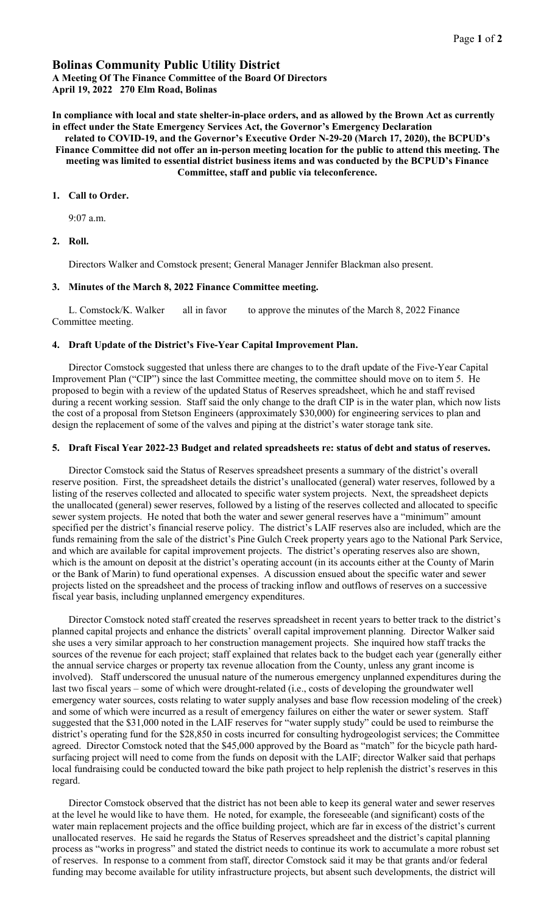# Bolinas Community Public Utility District

**A Meeting Of The Finance Committee of the Board Of Directors**
**April 19, 2022 270 Elm Road, Bolinas**

**In compliance with local and state shelter-in-place orders, and as allowed by the Brown Act as currently in effect under the State Emergency Services Act, the Governor's Emergency Declaration related to COVID-19, and the Governor's Executive Order N-29-20 (March 17, 2020), the BCPUD's Finance Committee did not offer an in-person meeting location for the public to attend this meeting. The meeting was limited to essential district business items and was conducted by the BCPUD's Finance Committee, staff and public via teleconference.**

**1. Call to Order.**

9:07 a.m.

**2. Roll.**

Directors Walker and Comstock present; General Manager Jennifer Blackman also present.

**3. Minutes of the March 8, 2022 Finance Committee meeting.**

L. Comstock/K. Walker all in favor to approve the minutes of the March 8, 2022 Finance Committee meeting.

**4. Draft Update of the District's Five-Year Capital Improvement Plan.**

Director Comstock suggested that unless there are changes to to the draft update of the Five-Year Capital Improvement Plan ("CIP") since the last Committee meeting, the committee should move on to item 5. He proposed to begin with a review of the updated Status of Reserves spreadsheet, which he and staff revised during a recent working session. Staff said the only change to the draft CIP is in the water plan, which now lists the cost of a proposal from Stetson Engineers (approximately $30,000) for engineering services to plan and design the replacement of some of the valves and piping at the district's water storage tank site.

**5. Draft Fiscal Year 2022-23 Budget and related spreadsheets re: status of debt and status of reserves.**

Director Comstock said the Status of Reserves spreadsheet presents a summary of the district's overall reserve position. First, the spreadsheet details the district's unallocated (general) water reserves, followed by a listing of the reserves collected and allocated to specific water system projects. Next, the spreadsheet depicts the unallocated (general) sewer reserves, followed by a listing of the reserves collected and allocated to specific sewer system projects. He noted that both the water and sewer general reserves have a "minimum" amount specified per the district's financial reserve policy. The district's LAIF reserves also are included, which are the funds remaining from the sale of the district's Pine Gulch Creek property years ago to the National Park Service, and which are available for capital improvement projects. The district's operating reserves also are shown, which is the amount on deposit at the district's operating account (in its accounts either at the County of Marin or the Bank of Marin) to fund operational expenses. A discussion ensued about the specific water and sewer projects listed on the spreadsheet and the process of tracking inflow and outflows of reserves on a successive fiscal year basis, including unplanned emergency expenditures.

Director Comstock noted staff created the reserves spreadsheet in recent years to better track to the district's planned capital projects and enhance the districts' overall capital improvement planning. Director Walker said she uses a very similar approach to her construction management projects. She inquired how staff tracks the sources of the revenue for each project; staff explained that relates back to the budget each year (generally either the annual service charges or property tax revenue allocation from the County, unless any grant income is involved). Staff underscored the unusual nature of the numerous emergency unplanned expenditures during the last two fiscal years – some of which were drought-related (i.e., costs of developing the groundwater well emergency water sources, costs relating to water supply analyses and base flow recession modeling of the creek) and some of which were incurred as a result of emergency failures on either the water or sewer system. Staff suggested that the $31,000 noted in the LAIF reserves for "water supply study" could be used to reimburse the district's operating fund for the $28,850 in costs incurred for consulting hydrogeologist services; the Committee agreed. Director Comstock noted that the $45,000 approved by the Board as "match" for the bicycle path hard-surfacing project will need to come from the funds on deposit with the LAIF; director Walker said that perhaps local fundraising could be conducted toward the bike path project to help replenish the district's reserves in this regard.

Director Comstock observed that the district has not been able to keep its general water and sewer reserves at the level he would like to have them. He noted, for example, the foreseeable (and significant) costs of the water main replacement projects and the office building project, which are far in excess of the district's current unallocated reserves. He said he regards the Status of Reserves spreadsheet and the district's capital planning process as "works in progress" and stated the district needs to continue its work to accumulate a more robust set of reserves. In response to a comment from staff, director Comstock said it may be that grants and/or federal funding may become available for utility infrastructure projects, but absent such developments, the district will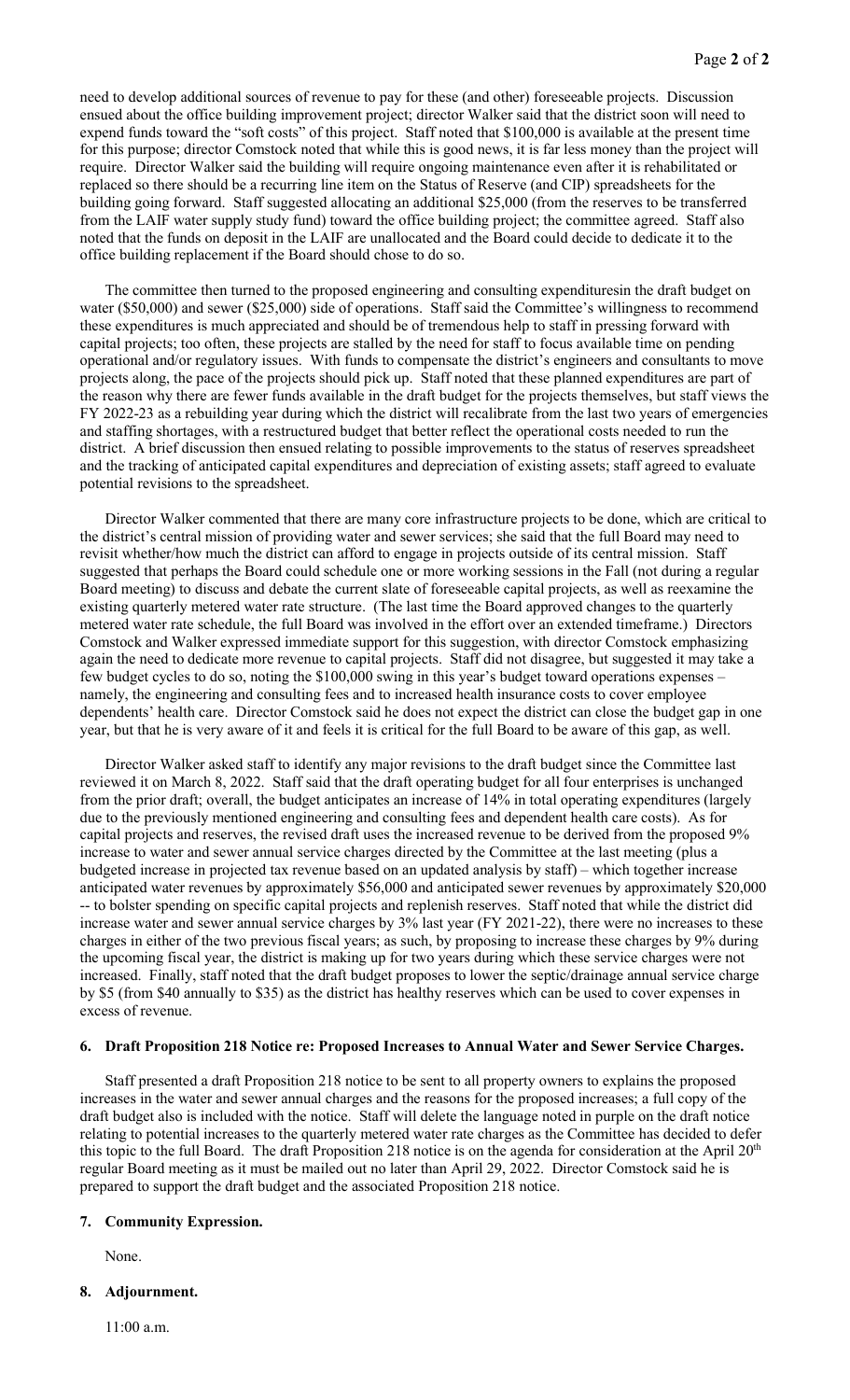need to develop additional sources of revenue to pay for these (and other) foreseeable projects. Discussion ensued about the office building improvement project; director Walker said that the district soon will need to expend funds toward the "soft costs" of this project. Staff noted that $100,000 is available at the present time for this purpose; director Comstock noted that while this is good news, it is far less money than the project will require. Director Walker said the building will require ongoing maintenance even after it is rehabilitated or replaced so there should be a recurring line item on the Status of Reserve (and CIP) spreadsheets for the building going forward. Staff suggested allocating an additional $25,000 (from the reserves to be transferred from the LAIF water supply study fund) toward the office building project; the committee agreed. Staff also noted that the funds on deposit in the LAIF are unallocated and the Board could decide to dedicate it to the office building replacement if the Board should chose to do so.

The committee then turned to the proposed engineering and consulting expendituresin the draft budget on water ($50,000) and sewer ($25,000) side of operations. Staff said the Committee's willingness to recommend these expenditures is much appreciated and should be of tremendous help to staff in pressing forward with capital projects; too often, these projects are stalled by the need for staff to focus available time on pending operational and/or regulatory issues. With funds to compensate the district's engineers and consultants to move projects along, the pace of the projects should pick up. Staff noted that these planned expenditures are part of the reason why there are fewer funds available in the draft budget for the projects themselves, but staff views the FY 2022-23 as a rebuilding year during which the district will recalibrate from the last two years of emergencies and staffing shortages, with a restructured budget that better reflect the operational costs needed to run the district. A brief discussion then ensued relating to possible improvements to the status of reserves spreadsheet and the tracking of anticipated capital expenditures and depreciation of existing assets; staff agreed to evaluate potential revisions to the spreadsheet.

Director Walker commented that there are many core infrastructure projects to be done, which are critical to the district's central mission of providing water and sewer services; she said that the full Board may need to revisit whether/how much the district can afford to engage in projects outside of its central mission. Staff suggested that perhaps the Board could schedule one or more working sessions in the Fall (not during a regular Board meeting) to discuss and debate the current slate of foreseeable capital projects, as well as reexamine the existing quarterly metered water rate structure. (The last time the Board approved changes to the quarterly metered water rate schedule, the full Board was involved in the effort over an extended timeframe.) Directors Comstock and Walker expressed immediate support for this suggestion, with director Comstock emphasizing again the need to dedicate more revenue to capital projects. Staff did not disagree, but suggested it may take a few budget cycles to do so, noting the $100,000 swing in this year's budget toward operations expenses – namely, the engineering and consulting fees and to increased health insurance costs to cover employee dependents' health care. Director Comstock said he does not expect the district can close the budget gap in one year, but that he is very aware of it and feels it is critical for the full Board to be aware of this gap, as well.

Director Walker asked staff to identify any major revisions to the draft budget since the Committee last reviewed it on March 8, 2022. Staff said that the draft operating budget for all four enterprises is unchanged from the prior draft; overall, the budget anticipates an increase of 14% in total operating expenditures (largely due to the previously mentioned engineering and consulting fees and dependent health care costs). As for capital projects and reserves, the revised draft uses the increased revenue to be derived from the proposed 9% increase to water and sewer annual service charges directed by the Committee at the last meeting (plus a budgeted increase in projected tax revenue based on an updated analysis by staff) – which together increase anticipated water revenues by approximately $56,000 and anticipated sewer revenues by approximately $20,000 -- to bolster spending on specific capital projects and replenish reserves. Staff noted that while the district did increase water and sewer annual service charges by 3% last year (FY 2021-22), there were no increases to these charges in either of the two previous fiscal years; as such, by proposing to increase these charges by 9% during the upcoming fiscal year, the district is making up for two years during which these service charges were not increased. Finally, staff noted that the draft budget proposes to lower the septic/drainage annual service charge by $5 (from $40 annually to $35) as the district has healthy reserves which can be used to cover expenses in excess of revenue.

**6. Draft Proposition 218 Notice re: Proposed Increases to Annual Water and Sewer Service Charges.**

Staff presented a draft Proposition 218 notice to be sent to all property owners to explains the proposed increases in the water and sewer annual charges and the reasons for the proposed increases; a full copy of the draft budget also is included with the notice. Staff will delete the language noted in purple on the draft notice relating to potential increases to the quarterly metered water rate charges as the Committee has decided to defer this topic to the full Board. The draft Proposition 218 notice is on the agenda for consideration at the April 20th regular Board meeting as it must be mailed out no later than April 29, 2022. Director Comstock said he is prepared to support the draft budget and the associated Proposition 218 notice.

**7. Community Expression.**

None.

**8. Adjournment.**

11:00 a.m.